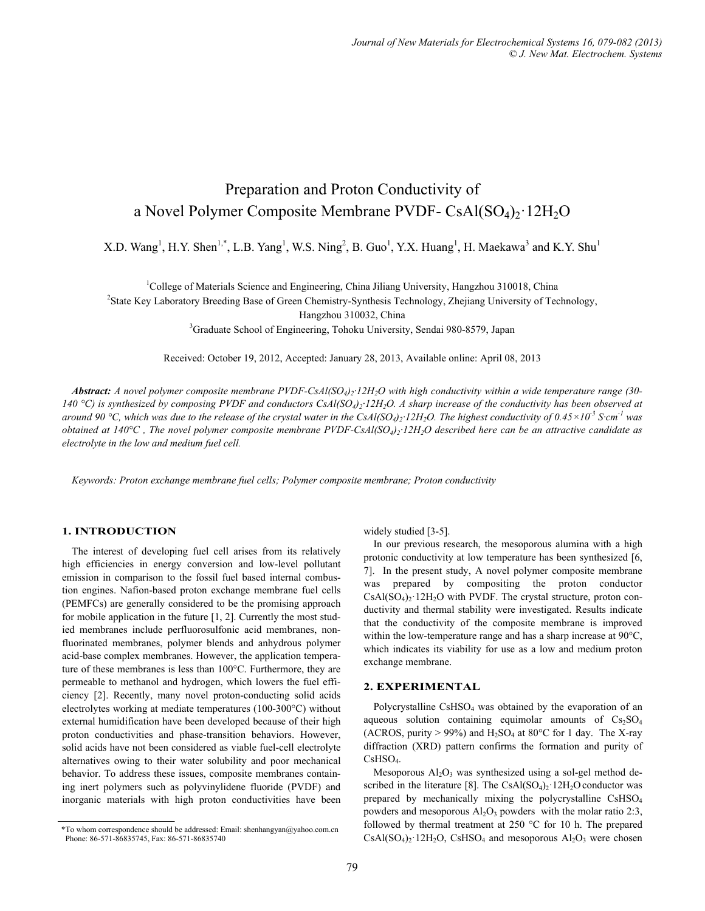# Preparation and Proton Conductivity of a Novel Polymer Composite Membrane PVDF- $CsAl(SO_4)_2·12H_2O$

X.D. Wang[1], H.Y. Shen[1,*], L.B. Yang[1], W.S. Ning[2], B. Guo[1], Y.X. Huang[1], H. Maekawa[3] and K.Y. Shu[1]

[1]College of Materials Science and Engineering, China Jiliang University, Hangzhou 310018, China
[2]State Key Laboratory Breeding Base of Green Chemistry-Synthesis Technology, Zhejiang University of Technology, Hangzhou 310032, China
[3]Graduate School of Engineering, Tohoku University, Sendai 980-8579, Japan

Received: October 19, 2012, Accepted: January 28, 2013, Available online: April 08, 2013

***Abstract:*** *A novel polymer composite membrane PVDF-$CsAl(SO_4)_2·12H_2O$ with high conductivity within a wide temperature range (30-140 °C) is synthesized by composing PVDF and conductors $CsAl(SO_4)_2·12H_2O$. A sharp increase of the conductivity has been observed at around 90 °C, which was due to the release of the crystal water in the $CsAl(SO_4)_2·12H_2O$. The highest conductivity of $0.45×10^{-3}$ $S·cm^{-1}$ was obtained at 140°C , The novel polymer composite membrane PVDF-$CsAl(SO_4)_2·12H_2O$ described here can be an attractive candidate as electrolyte in the low and medium fuel cell.*

*Keywords: Proton exchange membrane fuel cells; Polymer composite membrane; Proton conductivity*

## 1. INTRODUCTION

The interest of developing fuel cell arises from its relatively high efficiencies in energy conversion and low-level pollutant emission in comparison to the fossil fuel based internal combustion engines. Nafion-based proton exchange membrane fuel cells (PEMFCs) are generally considered to be the promising approach for mobile application in the future [1, 2]. Currently the most studied membranes include perfluorosulfonic acid membranes, non-fluorinated membranes, polymer blends and anhydrous polymer acid-base complex membranes. However, the application temperature of these membranes is less than 100°C. Furthermore, they are permeable to methanol and hydrogen, which lowers the fuel efficiency [2]. Recently, many novel proton-conducting solid acids electrolytes working at mediate temperatures (100-300°C) without external humidification have been developed because of their high proton conductivities and phase-transition behaviors. However, solid acids have not been considered as viable fuel-cell electrolyte alternatives owing to their water solubility and poor mechanical behavior. To address these issues, composite membranes containing inert polymers such as polyvinylidene fluoride (PVDF) and inorganic materials with high proton conductivities have been widely studied [3-5].

In our previous research, the mesoporous alumina with a high protonic conductivity at low temperature has been synthesized [6, 7]. In the present study, A novel polymer composite membrane was prepared by compositing the proton conductor $CsAl(SO_4)_2·12H_2O$ with PVDF. The crystal structure, proton conductivity and thermal stability were investigated. Results indicate that the conductivity of the composite membrane is improved within the low-temperature range and has a sharp increase at 90°C, which indicates its viability for use as a low and medium proton exchange membrane.

## 2. EXPERIMENTAL

Polycrystalline $CsHSO_4$ was obtained by the evaporation of an aqueous solution containing equimolar amounts of $Cs_2SO_4$ (ACROS, purity > 99%) and $H_2SO_4$ at 80°C for 1 day. The X-ray diffraction (XRD) pattern confirms the formation and purity of $CsHSO_4$.

Mesoporous $Al_2O_3$ was synthesized using a sol-gel method described in the literature [8]. The $CsAl(SO_4)_2·12H_2O$ conductor was prepared by mechanically mixing the polycrystalline $CsHSO_4$ powders and mesoporous $Al_2O_3$ powders with the molar ratio 2:3, followed by thermal treatment at 250 °C for 10 h. The prepared $CsAl(SO_4)_2·12H_2O$, $CsHSO_4$ and mesoporous $Al_2O_3$ were chosen

*To whom correspondence should be addressed: Email: shenhangyan@yahoo.com.cn
Phone: 86-571-86835745, Fax: 86-571-86835740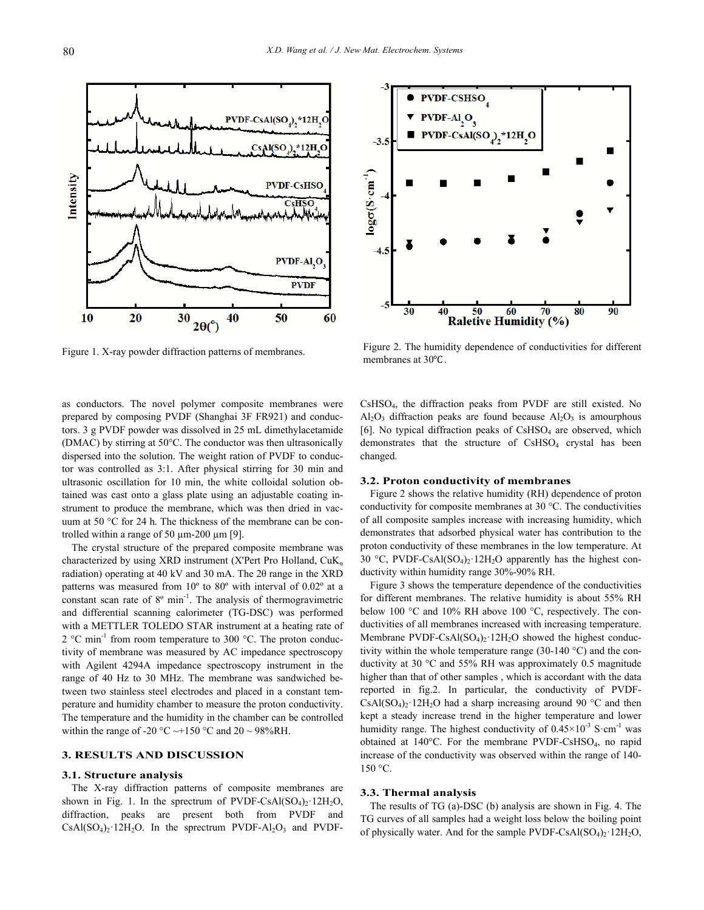Figure 1. X-ray powder diffraction patterns of membranes.

Figure 2. The humidity dependence of conductivities for different membranes at 30℃.

as conductors. The novel polymer composite membranes were prepared by composing PVDF (Shanghai 3F FR921) and conductors. 3 g PVDF powder was dissolved in 25 mL dimethylacetamide (DMAC) by stirring at 50°C. The conductor was then ultrasonically dispersed into the solution. The weight ration of PVDF to conductor was controlled as 3:1. After physical stirring for 30 min and ultrasonic oscillation for 10 min, the white colloidal solution obtained was cast onto a glass plate using an adjustable coating instrument to produce the membrane, which was then dried in vacuum at 50 °C for 24 h. The thickness of the membrane can be controlled within a range of 50 μm-200 μm [9].

The crystal structure of the prepared composite membrane was characterized by using XRD instrument (X'Pert Pro Holland, $CuK_\alpha$ radiation) operating at 40 kV and 30 mA. The 2θ range in the XRD patterns was measured from 10º to 80º with interval of 0.02º at a constant scan rate of 8º $min^{-1}$. The analysis of thermogravimetric and differential scanning calorimeter (TG-DSC) was performed with a METTLER TOLEDO STAR instrument at a heating rate of 2 °C $min^{-1}$ from room temperature to 300 °C. The proton conductivity of membrane was measured by AC impedance spectroscopy with Agilent 4294A impedance spectroscopy instrument in the range of 40 Hz to 30 MHz. The membrane was sandwiched between two stainless steel electrodes and placed in a constant temperature and humidity chamber to measure the proton conductivity. The temperature and the humidity in the chamber can be controlled within the range of -20 °C ~+150 °C and 20 ~ 98%RH.

## 3. RESULTS AND DISCUSSION

### 3.1. Structure analysis

The X-ray diffraction patterns of composite membranes are shown in Fig. 1. In the sprectrum of PVDF-$CsAl(SO_4)_2·12H_2O$, diffraction, peaks are present both from PVDF and $CsAl(SO_4)_2·12H_2O$. In the sprectrum PVDF-$Al_2O_3$ and PVDF-$CsHSO_4$, the diffraction peaks from PVDF are still existed. No $Al_2O_3$ diffraction peaks are found because $Al_2O_3$ is amourphous [6]. No typical diffraction peaks of $CsHSO_4$ are observed, which demonstrates that the structure of $CsHSO_4$ crystal has been changed.

### 3.2. Proton conductivity of membranes

Figure 2 shows the relative humidity (RH) dependence of proton conductivity for composite membranes at 30 °C. The conductivities of all composite samples increase with increasing humidity, which demonstrates that adsorbed physical water has contribution to the proton conductivity of these membranes in the low temperature. At 30 °C, PVDF-$CsAl(SO_4)_2·12H_2O$ apparently has the highest conductivity within humidity range 30%-90% RH.

Figure 3 shows the temperature dependence of the conductivities for different membranes. The relative humidity is about 55% RH below 100 °C and 10% RH above 100 °C, respectively. The conductivities of all membranes increased with increasing temperature. Membrane PVDF-$CsAl(SO_4)_2·12H_2O$ showed the highest conductivity within the whole temperature range (30-140 °C) and the conductivity at 30 °C and 55% RH was approximately 0.5 magnitude higher than that of other samples , which is accordant with the data reported in fig.2. In particular, the conductivity of PVDF-$CsAl(SO_4)_2·12H_2O$ had a sharp increasing around 90 °C and then kept a steady increase trend in the higher temperature and lower humidity range. The highest conductivity of $0.45×10^{-3}$ $S·cm^{-1}$ was obtained at 140°C. For the membrane PVDF-$CsHSO_4$, no rapid increase of the conductivity was observed within the range of 140-150 °C.

### 3.3. Thermal analysis

The results of TG (a)-DSC (b) analysis are shown in Fig. 4. The TG curves of all samples had a weight loss below the boiling point of physically water. And for the sample PVDF-$CsAl(SO_4)_2·12H_2O$,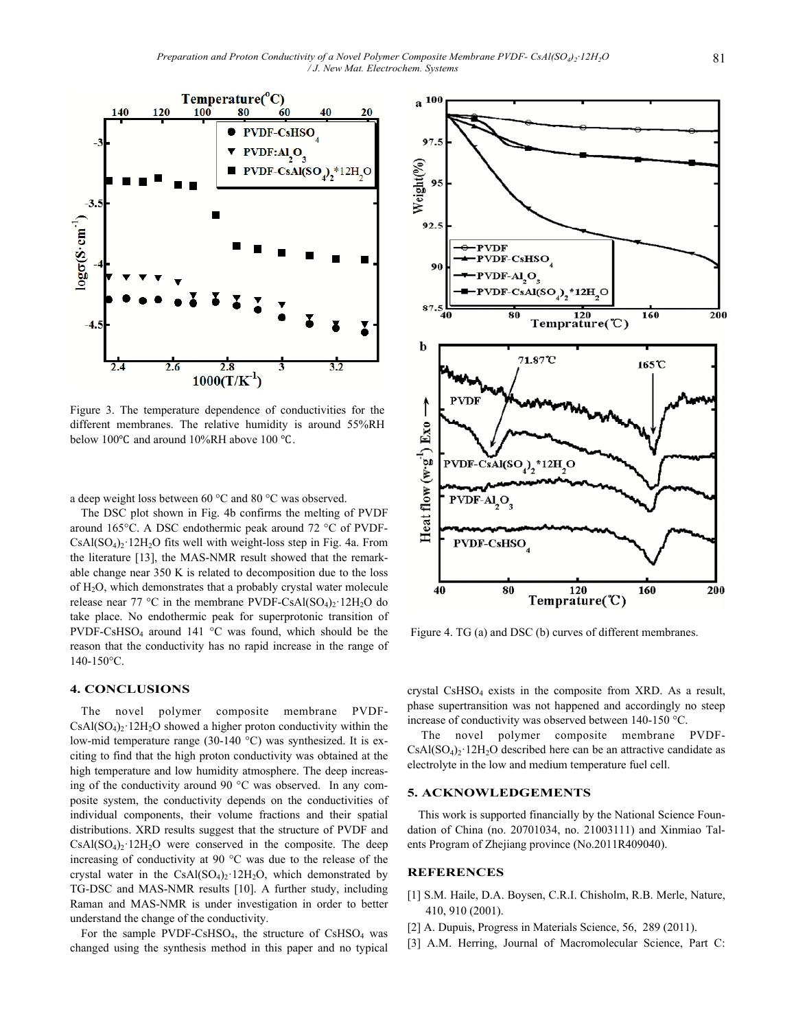Figure 3. The temperature dependence of conductivities for the different membranes. The relative humidity is around 55%RH below 100℃ and around 10%RH above 100 ℃.

Figure 4. TG (a) and DSC (b) curves of different membranes.

a deep weight loss between 60 °C and 80 °C was observed.

The DSC plot shown in Fig. 4b confirms the melting of PVDF around 165°C. A DSC endothermic peak around 72 °C of PVDF-$CsAl(SO_4)_2 \cdot 12H_2O$ fits well with weight-loss step in Fig. 4a. From the literature [13], the MAS-NMR result showed that the remarkable change near 350 K is related to decomposition due to the loss of $H_2O$, which demonstrates that a probably crystal water molecule release near 77 °C in the membrane PVDF-$CsAl(SO_4)_2 \cdot 12H_2O$ do take place. No endothermic peak for superprotonic transition of PVDF-$CsHSO_4$ around 141 °C was found, which should be the reason that the conductivity has no rapid increase in the range of 140-150°C.

## 4. CONCLUSIONS

The novel polymer composite membrane PVDF-$CsAl(SO_4)_2 \cdot 12H_2O$ showed a higher proton conductivity within the low-mid temperature range (30-140 °C) was synthesized. It is exciting to find that the high proton conductivity was obtained at the high temperature and low humidity atmosphere. The deep increasing of the conductivity around 90 °C was observed. In any composite system, the conductivity depends on the conductivities of individual components, their volume fractions and their spatial distributions. XRD results suggest that the structure of PVDF and $CsAl(SO_4)_2 \cdot 12H_2O$ were conserved in the composite. The deep increasing of conductivity at 90 °C was due to the release of the crystal water in the $CsAl(SO_4)_2 \cdot 12H_2O$, which demonstrated by TG-DSC and MAS-NMR results [10]. A further study, including Raman and MAS-NMR is under investigation in order to better understand the change of the conductivity.

For the sample PVDF-$CsHSO_4$, the structure of $CsHSO_4$ was changed using the synthesis method in this paper and no typical crystal $CsHSO_4$ exists in the composite from XRD. As a result, phase supertransition was not happened and accordingly no steep increase of conductivity was observed between 140-150 °C.

The novel polymer composite membrane PVDF-$CsAl(SO_4)_2 \cdot 12H_2O$ described here can be an attractive candidate as electrolyte in the low and medium temperature fuel cell.

## 5. ACKNOWLEDGEMENTS

This work is supported financially by the National Science Foundation of China (no. 20701034, no. 21003111) and Xinmiao Talents Program of Zhejiang province (No.2011R409040).

## REFERENCES

[1] S.M. Haile, D.A. Boysen, C.R.I. Chisholm, R.B. Merle, Nature, 410, 910 (2001).

[2] A. Dupuis, Progress in Materials Science, 56, 289 (2011).

[3] A.M. Herring, Journal of Macromolecular Science, Part C: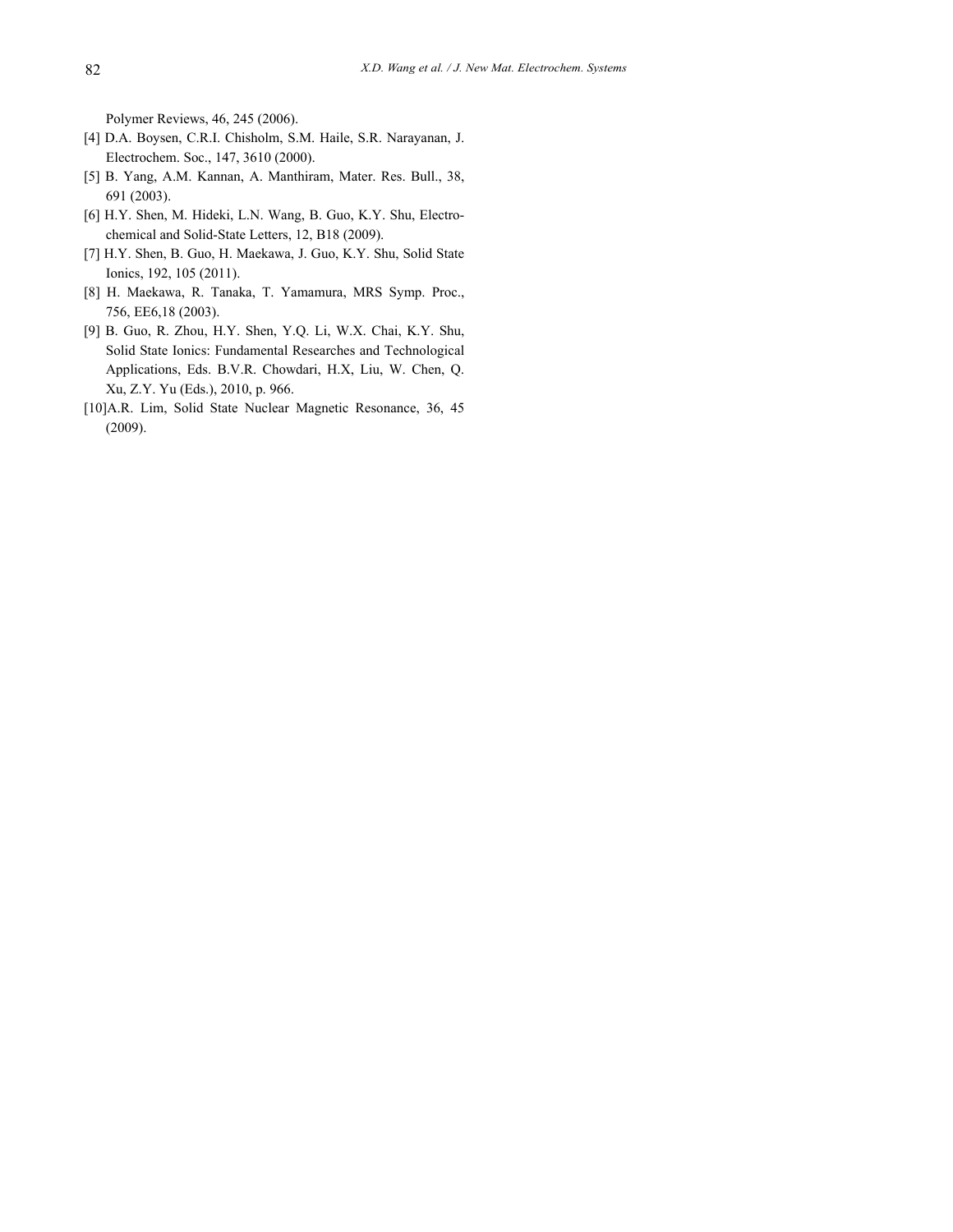Polymer Reviews, 46, 245 (2006).

[4] D.A. Boysen, C.R.I. Chisholm, S.M. Haile, S.R. Narayanan, J. Electrochem. Soc., 147, 3610 (2000).

[5] B. Yang, A.M. Kannan, A. Manthiram, Mater. Res. Bull., 38, 691 (2003).

[6] H.Y. Shen, M. Hideki, L.N. Wang, B. Guo, K.Y. Shu, Electrochemical and Solid-State Letters, 12, B18 (2009).

[7] H.Y. Shen, B. Guo, H. Maekawa, J. Guo, K.Y. Shu, Solid State Ionics, 192, 105 (2011).

[8] H. Maekawa, R. Tanaka, T. Yamamura, MRS Symp. Proc., 756, EE6,18 (2003).

[9] B. Guo, R. Zhou, H.Y. Shen, Y.Q. Li, W.X. Chai, K.Y. Shu, Solid State Ionics: Fundamental Researches and Technological Applications, Eds. B.V.R. Chowdari, H.X, Liu, W. Chen, Q. Xu, Z.Y. Yu (Eds.), 2010, p. 966.

[10] A.R. Lim, Solid State Nuclear Magnetic Resonance, 36, 45 (2009).